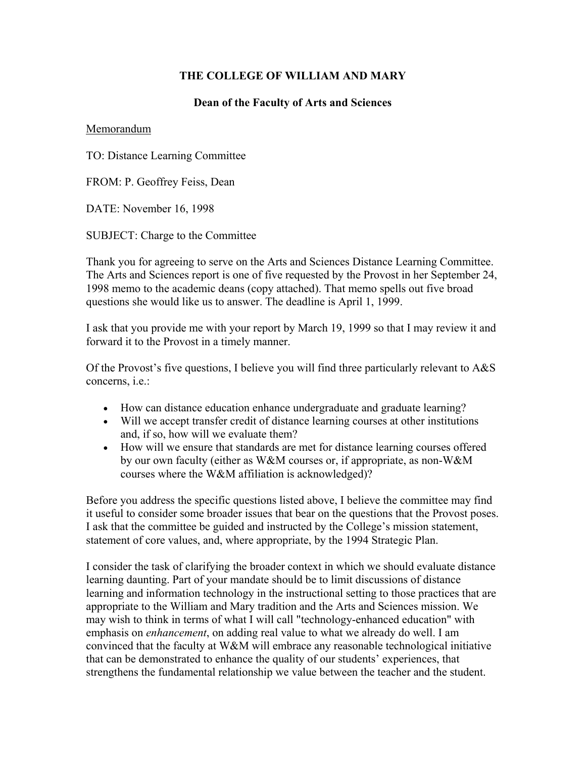**THE COLLEGE OF WILLIAM AND MARY**

**Dean of the Faculty of Arts and Sciences**

Memorandum

TO: Distance Learning Committee

FROM: P. Geoffrey Feiss, Dean

DATE: November 16, 1998

SUBJECT: Charge to the Committee

Thank you for agreeing to serve on the Arts and Sciences Distance Learning Committee. The Arts and Sciences report is one of five requested by the Provost in her September 24, 1998 memo to the academic deans (copy attached). That memo spells out five broad questions she would like us to answer. The deadline is April 1, 1999.

I ask that you provide me with your report by March 19, 1999 so that I may review it and forward it to the Provost in a timely manner.

Of the Provost's five questions, I believe you will find three particularly relevant to A&S concerns, i.e.:

- How can distance education enhance undergraduate and graduate learning?
- Will we accept transfer credit of distance learning courses at other institutions and, if so, how will we evaluate them?
- How will we ensure that standards are met for distance learning courses offered by our own faculty (either as W&M courses or, if appropriate, as non-W&M courses where the W&M affiliation is acknowledged)?

Before you address the specific questions listed above, I believe the committee may find it useful to consider some broader issues that bear on the questions that the Provost poses. I ask that the committee be guided and instructed by the College's mission statement, statement of core values, and, where appropriate, by the 1994 Strategic Plan.

I consider the task of clarifying the broader context in which we should evaluate distance learning daunting. Part of your mandate should be to limit discussions of distance learning and information technology in the instructional setting to those practices that are appropriate to the William and Mary tradition and the Arts and Sciences mission. We may wish to think in terms of what I will call "technology-enhanced education" with emphasis on *enhancement*, on adding real value to what we already do well. I am convinced that the faculty at W&M will embrace any reasonable technological initiative that can be demonstrated to enhance the quality of our students' experiences, that strengthens the fundamental relationship we value between the teacher and the student.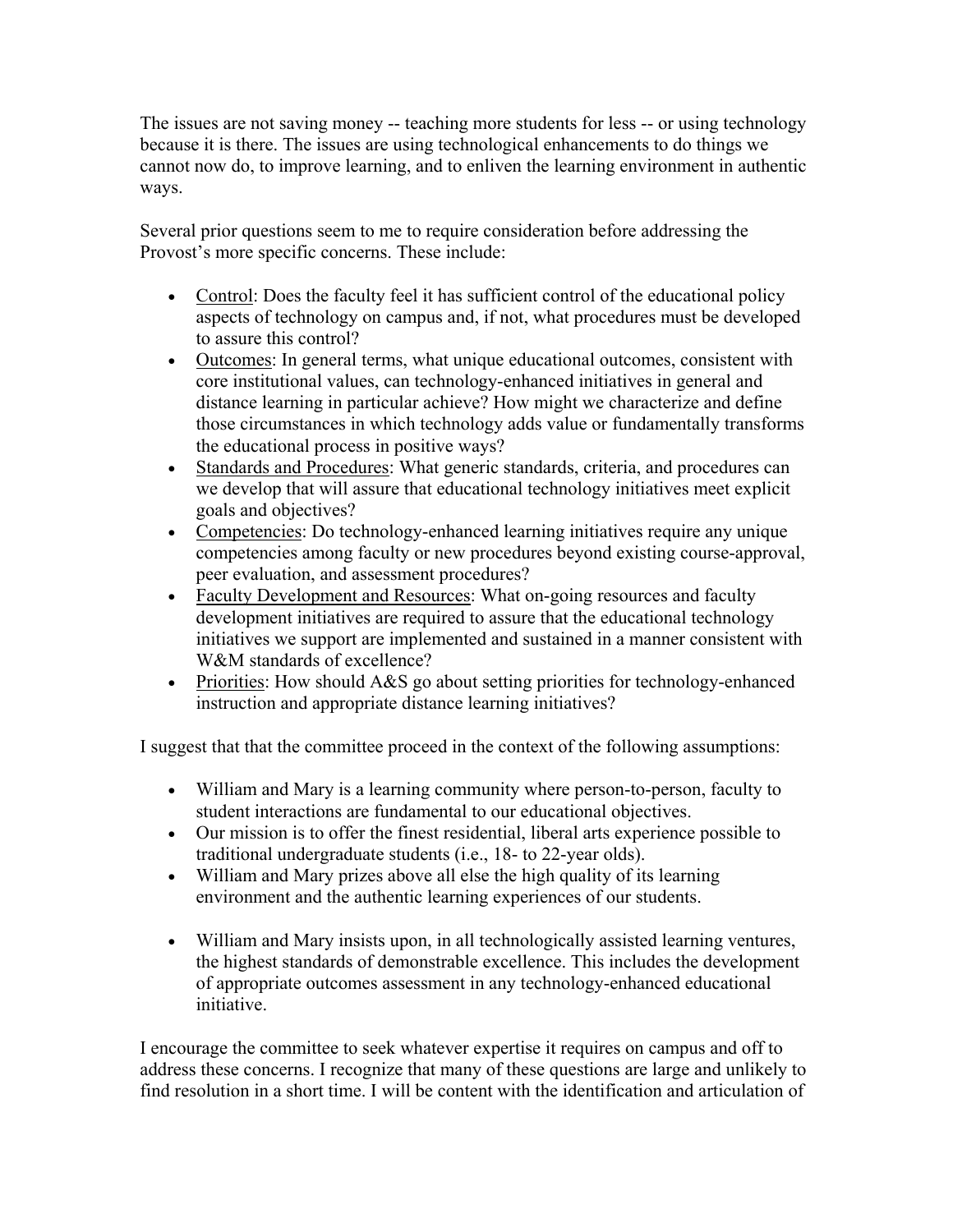The issues are not saving money -- teaching more students for less -- or using technology because it is there. The issues are using technological enhancements to do things we cannot now do, to improve learning, and to enliven the learning environment in authentic ways.

Several prior questions seem to me to require consideration before addressing the Provost's more specific concerns. These include:

- Control: Does the faculty feel it has sufficient control of the educational policy aspects of technology on campus and, if not, what procedures must be developed to assure this control?
- Outcomes: In general terms, what unique educational outcomes, consistent with core institutional values, can technology-enhanced initiatives in general and distance learning in particular achieve? How might we characterize and define those circumstances in which technology adds value or fundamentally transforms the educational process in positive ways?
- Standards and Procedures: What generic standards, criteria, and procedures can we develop that will assure that educational technology initiatives meet explicit goals and objectives?
- Competencies: Do technology-enhanced learning initiatives require any unique competencies among faculty or new procedures beyond existing course-approval, peer evaluation, and assessment procedures?
- Faculty Development and Resources: What on-going resources and faculty development initiatives are required to assure that the educational technology initiatives we support are implemented and sustained in a manner consistent with W&M standards of excellence?
- Priorities: How should A&S go about setting priorities for technology-enhanced instruction and appropriate distance learning initiatives?

I suggest that that the committee proceed in the context of the following assumptions:

- William and Mary is a learning community where person-to-person, faculty to student interactions are fundamental to our educational objectives.
- Our mission is to offer the finest residential, liberal arts experience possible to traditional undergraduate students (i.e., 18- to 22-year olds).
- William and Mary prizes above all else the high quality of its learning environment and the authentic learning experiences of our students.
- William and Mary insists upon, in all technologically assisted learning ventures, the highest standards of demonstrable excellence. This includes the development of appropriate outcomes assessment in any technology-enhanced educational initiative.

I encourage the committee to seek whatever expertise it requires on campus and off to address these concerns. I recognize that many of these questions are large and unlikely to find resolution in a short time. I will be content with the identification and articulation of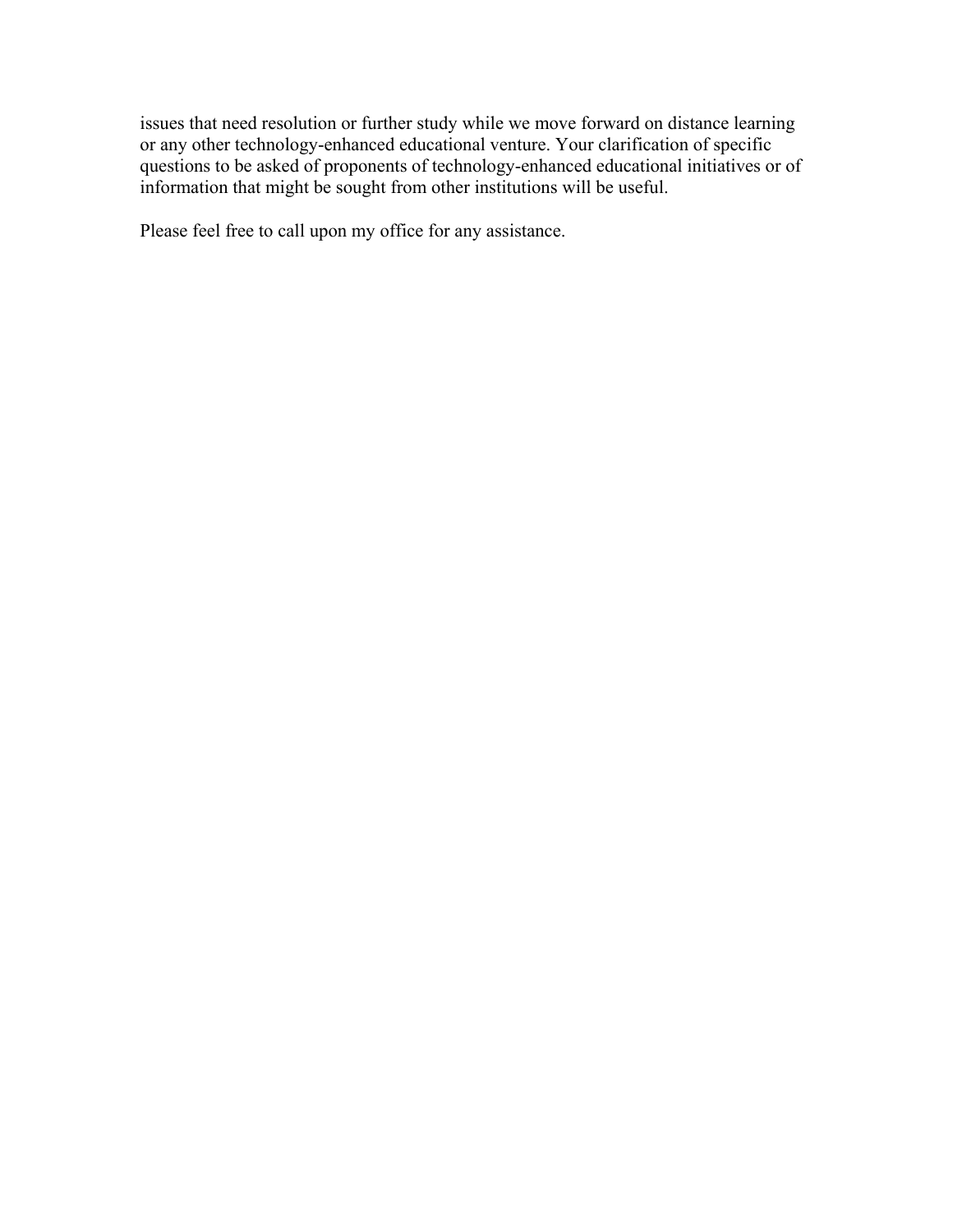issues that need resolution or further study while we move forward on distance learning or any other technology-enhanced educational venture. Your clarification of specific questions to be asked of proponents of technology-enhanced educational initiatives or of information that might be sought from other institutions will be useful.

Please feel free to call upon my office for any assistance.